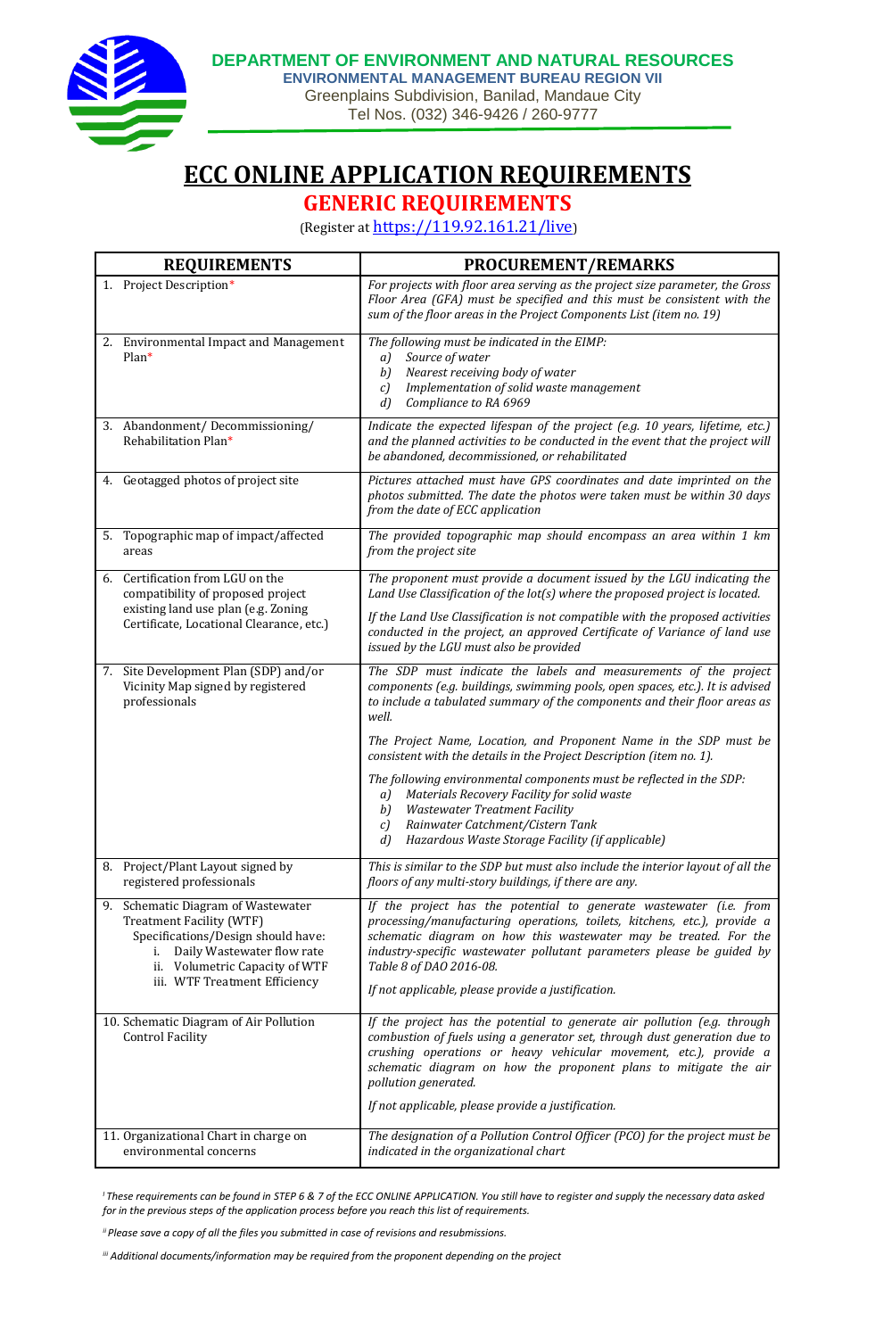DEPARTMENT OF ENVIRONMENT AND NATURAL RESOURCES
ENVIRONMENTAL MANAGEMENT BUREAU REGION VII
Greenplains Subdivision, Banilad, Mandaue City
Tel Nos. (032) 346-9426 / 260-9777

# ECC ONLINE APPLICATION REQUIREMENTS

## GENERIC REQUIREMENTS

(Register at https://119.92.161.21/live)

| REQUIREMENTS | PROCUREMENT/REMARKS |
|---|---|
| 1. Project Description* | *For projects with floor area serving as the project size parameter, the Gross Floor Area (GFA) must be specified and this must be consistent with the sum of the floor areas in the Project Components List (item no. 19)* |
| 2. Environmental Impact and Management Plan* | *The following must be indicated in the EIMP:* <br> *a) Source of water* <br> *b) Nearest receiving body of water* <br> *c) Implementation of solid waste management* <br> *d) Compliance to RA 6969* |
| 3. Abandonment/ Decommissioning/ Rehabilitation Plan* | *Indicate the expected lifespan of the project (e.g. 10 years, lifetime, etc.) and the planned activities to be conducted in the event that the project will be abandoned, decommissioned, or rehabilitated* |
| 4. Geotagged photos of project site | *Pictures attached must have GPS coordinates and date imprinted on the photos submitted. The date the photos were taken must be within 30 days from the date of ECC application* |
| 5. Topographic map of impact/affected areas | *The provided topographic map should encompass an area within 1 km from the project site* |
| 6. Certification from LGU on the compatibility of proposed project existing land use plan (e.g. Zoning Certificate, Locational Clearance, etc.) | *The proponent must provide a document issued by the LGU indicating the Land Use Classification of the lot(s) where the proposed project is located.* <br> *If the Land Use Classification is not compatible with the proposed activities conducted in the project, an approved Certificate of Variance of land use issued by the LGU must also be provided* |
| 7. Site Development Plan (SDP) and/or Vicinity Map signed by registered professionals | *The SDP must indicate the labels and measurements of the project components (e.g. buildings, swimming pools, open spaces, etc.). It is advised to include a tabulated summary of the components and their floor areas as well.* <br> *The Project Name, Location, and Proponent Name in the SDP must be consistent with the details in the Project Description (item no. 1).* <br> *The following environmental components must be reflected in the SDP:* <br> *a) Materials Recovery Facility for solid waste* <br> *b) Wastewater Treatment Facility* <br> *c) Rainwater Catchment/Cistern Tank* <br> *d) Hazardous Waste Storage Facility (if applicable)* |
| 8. Project/Plant Layout signed by registered professionals | *This is similar to the SDP but must also include the interior layout of all the floors of any multi-story buildings, if there are any.* |
| 9. Schematic Diagram of Wastewater Treatment Facility (WTF) Specifications/Design should have: <br> i. Daily Wastewater flow rate <br> ii. Volumetric Capacity of WTF <br> iii. WTF Treatment Efficiency | *If the project has the potential to generate wastewater (i.e. from processing/manufacturing operations, toilets, kitchens, etc.), provide a schematic diagram on how this wastewater may be treated. For the industry-specific wastewater pollutant parameters please be guided by Table 8 of DAO 2016-08.* <br> *If not applicable, please provide a justification.* |
| 10. Schematic Diagram of Air Pollution Control Facility | *If the project has the potential to generate air pollution (e.g. through combustion of fuels using a generator set, through dust generation due to crushing operations or heavy vehicular movement, etc.), provide a schematic diagram on how the proponent plans to mitigate the air pollution generated.* <br> *If not applicable, please provide a justification.* |
| 11. Organizational Chart in charge on environmental concerns | *The designation of a Pollution Control Officer (PCO) for the project must be indicated in the organizational chart* |

[i] *These requirements can be found in STEP 6 & 7 of the ECC ONLINE APPLICATION. You still have to register and supply the necessary data asked for in the previous steps of the application process before you reach this list of requirements.*

[ii] *Please save a copy of all the files you submitted in case of revisions and resubmissions.*

[iii] *Additional documents/information may be required from the proponent depending on the project*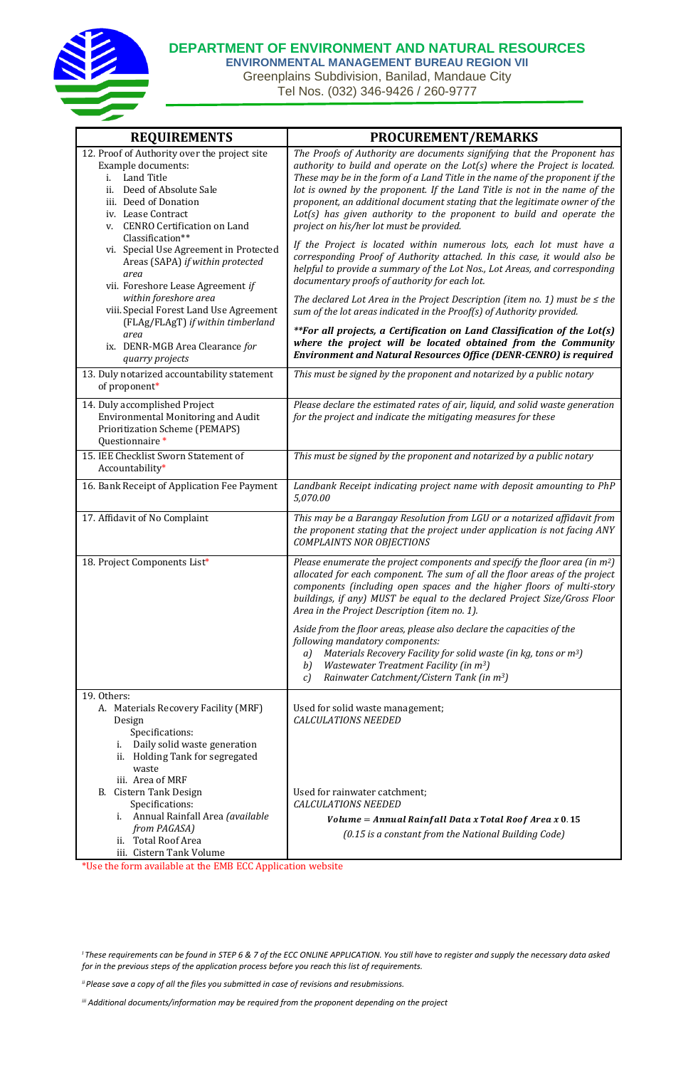**DEPARTMENT OF ENVIRONMENT AND NATURAL RESOURCES**
**ENVIRONMENTAL MANAGEMENT BUREAU REGION VII**
Greenplains Subdivision, Banilad, Mandaue City
Tel Nos. (032) 346-9426 / 260-9777

| REQUIREMENTS | PROCUREMENT/REMARKS |
|---|---|
| 12. Proof of Authority over the project site<br>Example documents:<br>i. Land Title<br>ii. Deed of Absolute Sale<br>iii. Deed of Donation<br>iv. Lease Contract<br>v. CENRO Certification on Land Classification**<br>vi. Special Use Agreement in Protected Areas (SAPA) *if within protected area*<br>vii. Foreshore Lease Agreement *if within foreshore area*<br>viii. Special Forest Land Use Agreement (FLAg/FLAgT) *if within timberland area*<br>ix. DENR-MGB Area Clearance *for quarry projects* | *The Proofs of Authority are documents signifying that the Proponent has authority to build and operate on the Lot(s) where the Project is located. These may be in the form of a Land Title in the name of the proponent if the lot is owned by the proponent. If the Land Title is not in the name of the proponent, an additional document stating that the legitimate owner of the Lot(s) has given authority to the proponent to build and operate the project on his/her lot must be provided.*<br><br>*If the Project is located within numerous lots, each lot must have a corresponding Proof of Authority attached. In this case, it would also be helpful to provide a summary of the Lot Nos., Lot Areas, and corresponding documentary proofs of authority for each lot.*<br><br>*The declared Lot Area in the Project Description (item no. 1) must be ≤ the sum of the lot areas indicated in the Proof(s) of Authority provided.*<br><br>***For all projects, a Certification on Land Classification of the Lot(s) where the project will be located obtained from the Community Environment and Natural Resources Office (DENR-CENRO) is required*** |
| 13. Duly notarized accountability statement of proponent* | *This must be signed by the proponent and notarized by a public notary* |
| 14. Duly accomplished Project Environmental Monitoring and Audit Prioritization Scheme (PEMAPS) Questionnaire * | *Please declare the estimated rates of air, liquid, and solid waste generation for the project and indicate the mitigating measures for these* |
| 15. IEE Checklist Sworn Statement of Accountability* | *This must be signed by the proponent and notarized by a public notary* |
| 16. Bank Receipt of Application Fee Payment | *Landbank Receipt indicating project name with deposit amounting to PhP 5,070.00* |
| 17. Affidavit of No Complaint | *This may be a Barangay Resolution from LGU or a notarized affidavit from the proponent stating that the project under application is not facing ANY COMPLAINTS NOR OBJECTIONS* |
| 18. Project Components List* | *Please enumerate the project components and specify the floor area (in m$^2$) allocated for each component. The sum of all the floor areas of the project components (including open spaces and the higher floors of multi-story buildings, if any) MUST be equal to the declared Project Size/Gross Floor Area in the Project Description (item no. 1).*<br><br>*Aside from the floor areas, please also declare the capacities of the following mandatory components:*<br>*a) Materials Recovery Facility for solid waste (in kg, tons or m$^3$)*<br>*b) Wastewater Treatment Facility (in m$^3$)*<br>*c) Rainwater Catchment/Cistern Tank (in m$^3$)* |
| 19. Others:<br>A. Materials Recovery Facility (MRF) Design<br>Specifications:<br>i. Daily solid waste generation<br>ii. Holding Tank for segregated waste<br>iii. Area of MRF<br>B. Cistern Tank Design<br>Specifications:<br>i. Annual Rainfall Area *(available from PAGASA)*<br>ii. Total Roof Area<br>iii. Cistern Tank Volume | Used for solid waste management;<br>*CALCULATIONS NEEDED*<br><br>Used for rainwater catchment;<br>*CALCULATIONS NEEDED*<br>$\textbf{Volume} = \textbf{Annual Rainfall Data x Total Roof Area x 0.15}$<br>*(0.15 is a constant from the National Building Code)* |

*Use the form available at the EMB ECC Application website

[i] *These requirements can be found in STEP 6 & 7 of the ECC ONLINE APPLICATION. You still have to register and supply the necessary data asked for in the previous steps of the application process before you reach this list of requirements.*

[ii] *Please save a copy of all the files you submitted in case of revisions and resubmissions.*

[iii] *Additional documents/information may be required from the proponent depending on the project*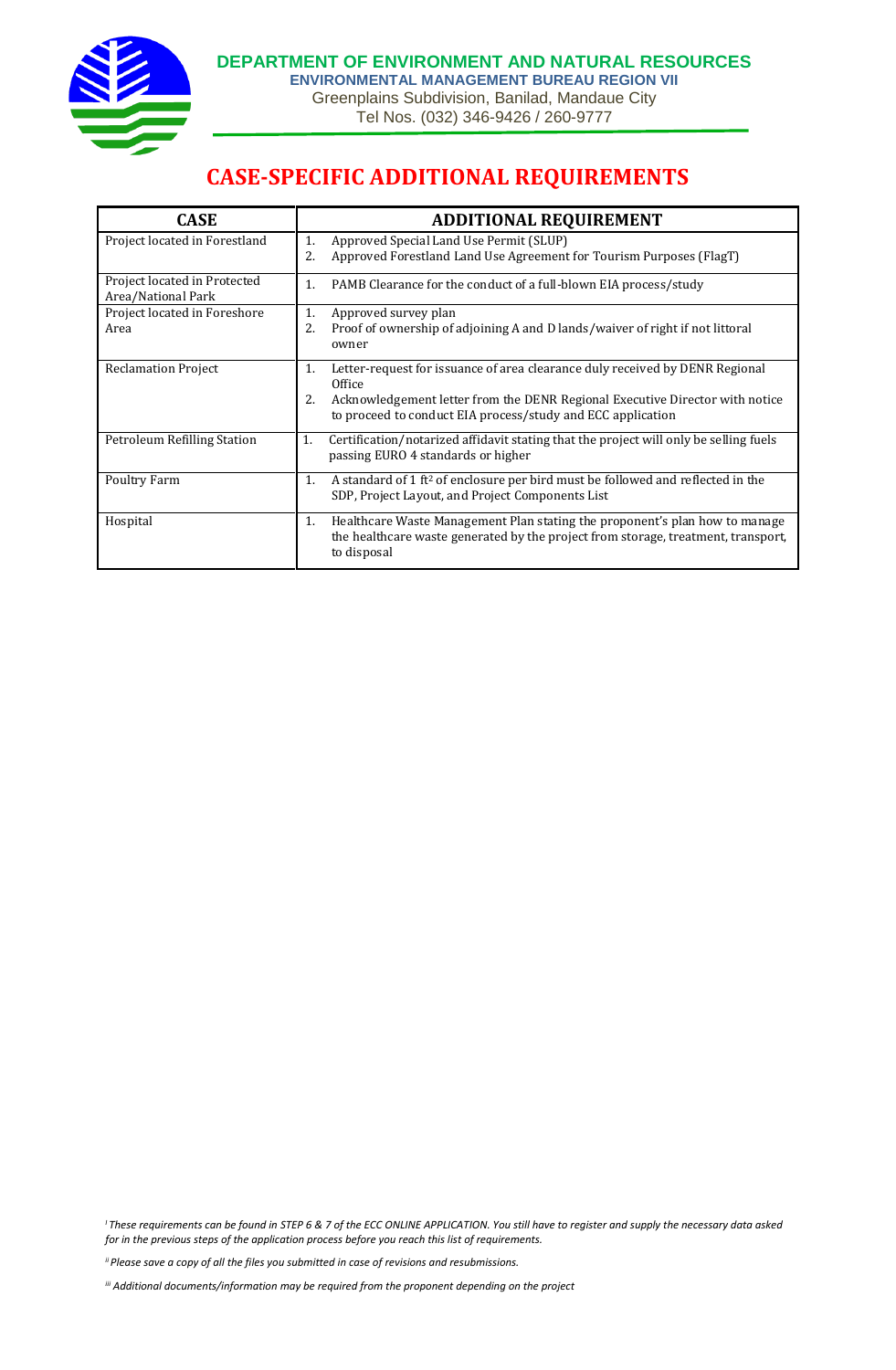**DEPARTMENT OF ENVIRONMENT AND NATURAL RESOURCES**
**ENVIRONMENTAL MANAGEMENT BUREAU REGION VII**
Greenplains Subdivision, Banilad, Mandaue City
Tel Nos. (032) 346-9426 / 260-9777

# CASE-SPECIFIC ADDITIONAL REQUIREMENTS

| CASE | ADDITIONAL REQUIREMENT |
|---|---|
| Project located in Forestland | 1. Approved Special Land Use Permit (SLUP)<br>2. Approved Forestland Land Use Agreement for Tourism Purposes (FlagT) |
| Project located in Protected Area/National Park | 1. PAMB Clearance for the conduct of a full-blown EIA process/study |
| Project located in Foreshore Area | 1. Approved survey plan<br>2. Proof of ownership of adjoining A and D lands/waiver of right if not littoral owner |
| Reclamation Project | 1. Letter-request for issuance of area clearance duly received by DENR Regional Office<br>2. Acknowledgement letter from the DENR Regional Executive Director with notice to proceed to conduct EIA process/study and ECC application |
| Petroleum Refilling Station | 1. Certification/notarized affidavit stating that the project will only be selling fuels passing EURO 4 standards or higher |
| Poultry Farm | 1. A standard of 1 $ft^2$ of enclosure per bird must be followed and reflected in the SDP, Project Layout, and Project Components List |
| Hospital | 1. Healthcare Waste Management Plan stating the proponent's plan how to manage the healthcare waste generated by the project from storage, treatment, transport, to disposal |

*[i] These requirements can be found in STEP 6 & 7 of the ECC ONLINE APPLICATION. You still have to register and supply the necessary data asked for in the previous steps of the application process before you reach this list of requirements.*

*[ii] Please save a copy of all the files you submitted in case of revisions and resubmissions.*

*[iii] Additional documents/information may be required from the proponent depending on the project*